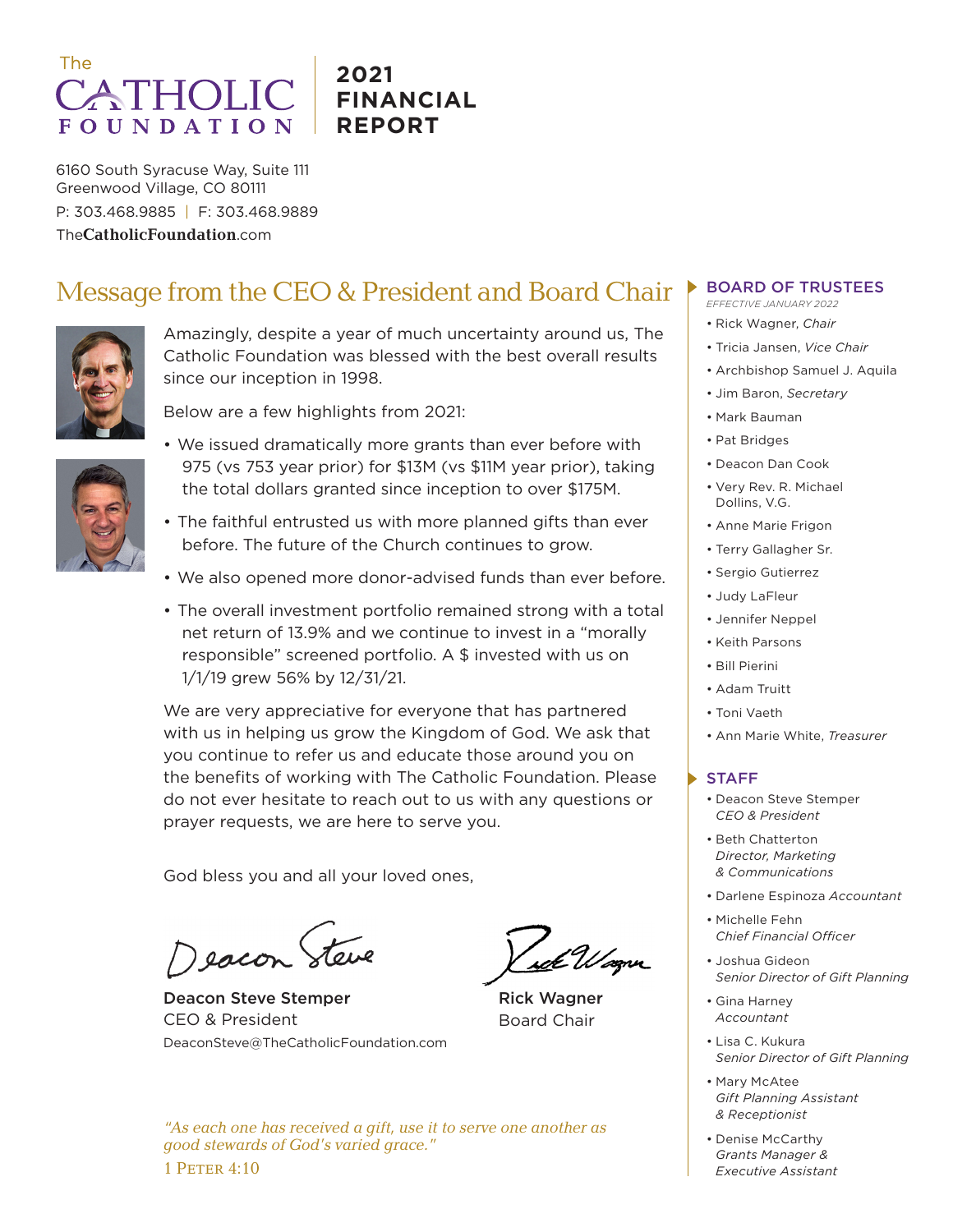# The CATHOLIC FOUNDATION

## 2021 FINANCIAL REPORT

6160 South Syracuse Way, Suite 111
Greenwood Village, CO 80111
P: 303.468.9885 | F: 303.468.9889
TheCatholicFoundation.com

## Message from the CEO & President and Board Chair

Amazingly, despite a year of much uncertainty around us, The Catholic Foundation was blessed with the best overall results since our inception in 1998.

Below are a few highlights from 2021:

- We issued dramatically more grants than ever before with 975 (vs 753 year prior) for $13M (vs $11M year prior), taking the total dollars granted since inception to over $175M.
- The faithful entrusted us with more planned gifts than ever before. The future of the Church continues to grow.
- We also opened more donor-advised funds than ever before.
- The overall investment portfolio remained strong with a total net return of 13.9% and we continue to invest in a "morally responsible" screened portfolio. A $ invested with us on 1/1/19 grew 56% by 12/31/21.

We are very appreciative for everyone that has partnered with us in helping us grow the Kingdom of God. We ask that you continue to refer us and educate those around you on the benefits of working with The Catholic Foundation. Please do not ever hesitate to reach out to us with any questions or prayer requests, we are here to serve you.

God bless you and all your loved ones,

**Deacon Steve Stemper**
CEO & President
DeaconSteve@TheCatholicFoundation.com

**Rick Wagner**
Board Chair

*"As each one has received a gift, use it to serve one another as good stewards of God's varied grace."*
1 Peter 4:10

### BOARD OF TRUSTEES

*EFFECTIVE JANUARY 2022*

- Rick Wagner, *Chair*
- Tricia Jansen, *Vice Chair*
- Archbishop Samuel J. Aquila
- Jim Baron, *Secretary*
- Mark Bauman
- Pat Bridges
- Deacon Dan Cook
- Very Rev. R. Michael Dollins, V.G.
- Anne Marie Frigon
- Terry Gallagher Sr.
- Sergio Gutierrez
- Judy LaFleur
- Jennifer Neppel
- Keith Parsons
- Bill Pierini
- Adam Truitt
- Toni Vaeth
- Ann Marie White, *Treasurer*

### STAFF

- Deacon Steve Stemper, *CEO & President*
- Beth Chatterton, *Director, Marketing & Communications*
- Darlene Espinoza, *Accountant*
- Michelle Fehn, *Chief Financial Officer*
- Joshua Gideon, *Senior Director of Gift Planning*
- Gina Harney, *Accountant*
- Lisa C. Kukura, *Senior Director of Gift Planning*
- Mary McAtee, *Gift Planning Assistant & Receptionist*
- Denise McCarthy, *Grants Manager & Executive Assistant*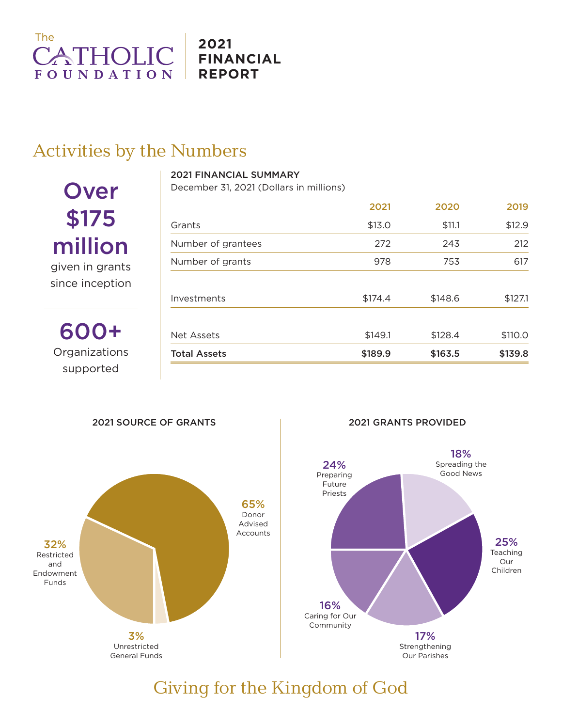The CATHOLIC FOUNDATION

**2021 FINANCIAL REPORT**

## Activities by the Numbers

**Over $175 million**
given in grants since inception

**600+**
Organizations supported

**2021 FINANCIAL SUMMARY**
December 31, 2021 (Dollars in millions)

| | 2021 | 2020 | 2019 |
|---|---|---|---|
| Grants | $13.0 | $11.1 | $12.9 |
| Number of grantees | 272 | 243 | 212 |
| Number of grants | 978 | 753 | 617 |
| Investments | $174.4 | $148.6 | $127.1 |
| Net Assets | $149.1 | $128.4 | $110.0 |
| **Total Assets** | **$189.9** | **$163.5** | **$139.8** |

**2021 SOURCE OF GRANTS**

65% Donor Advised Accounts

32% Restricted and Endowment Funds

3% Unrestricted General Funds

**2021 GRANTS PROVIDED**

24% Preparing Future Priests

18% Spreading the Good News

25% Teaching Our Children

17% Strengthening Our Parishes

16% Caring for Our Community

Giving for the Kingdom of God